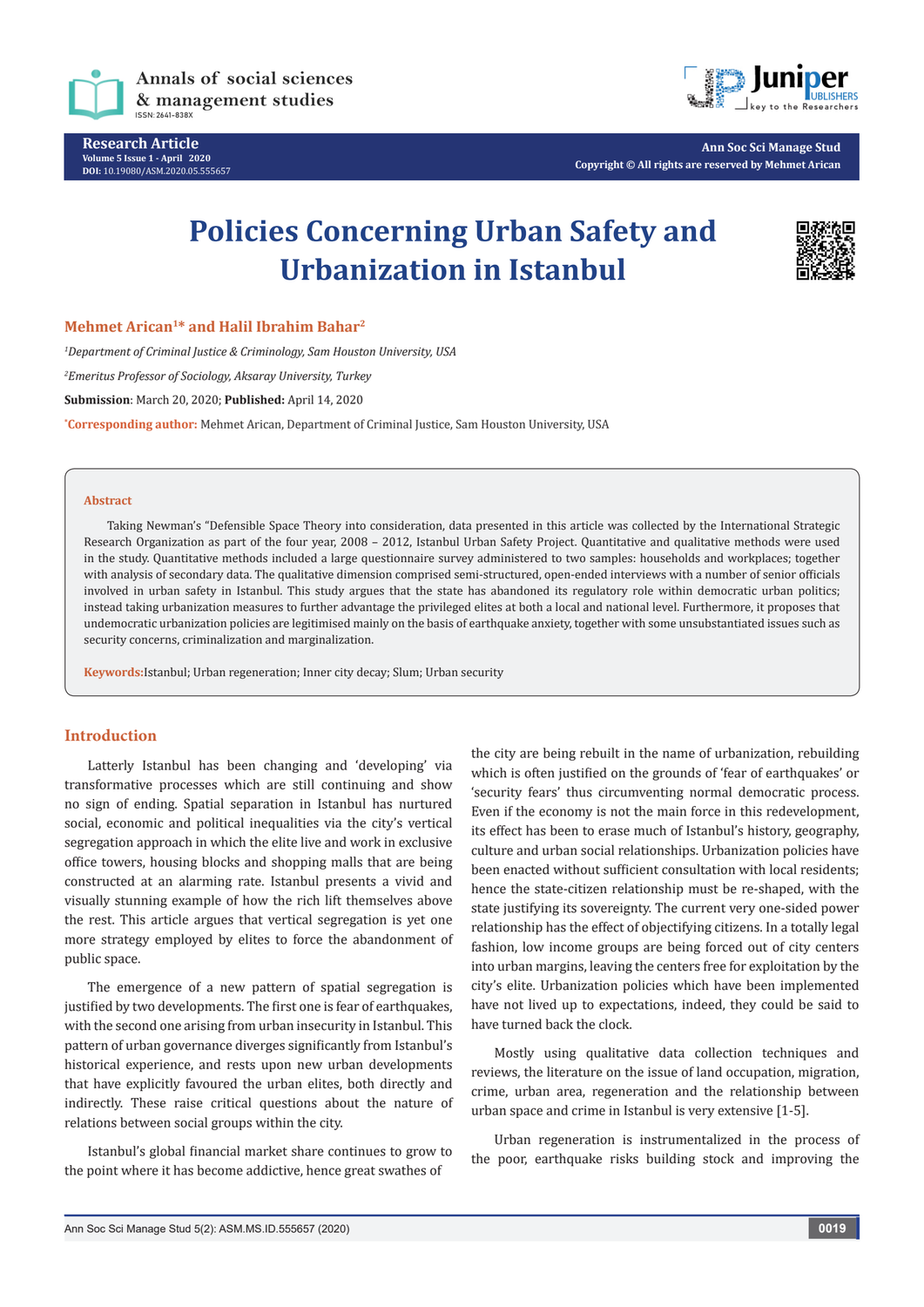# Policies Concerning Urban Safety and Urbanization in Istanbul

**Mehmet Arican[1]* and Halil Ibrahim Bahar[2]**

[1]*Department of Criminal Justice & Criminology, Sam Houston University, USA*

[2]*Emeritus Professor of Sociology, Aksaray University, Turkey*

**Submission**: March 20, 2020; **Published:** April 14, 2020

*Corresponding author: Mehmet Arican, Department of Criminal Justice, Sam Houston University, USA

**Abstract**

Taking Newman's "Defensible Space Theory into consideration, data presented in this article was collected by the International Strategic Research Organization as part of the four year, 2008 – 2012, Istanbul Urban Safety Project. Quantitative and qualitative methods were used in the study. Quantitative methods included a large questionnaire survey administered to two samples: households and workplaces; together with analysis of secondary data. The qualitative dimension comprised semi-structured, open-ended interviews with a number of senior officials involved in urban safety in Istanbul. This study argues that the state has abandoned its regulatory role within democratic urban politics; instead taking urbanization measures to further advantage the privileged elites at both a local and national level. Furthermore, it proposes that undemocratic urbanization policies are legitimised mainly on the basis of earthquake anxiety, together with some unsubstantiated issues such as security concerns, criminalization and marginalization.

**Keywords:** Istanbul; Urban regeneration; Inner city decay; Slum; Urban security

## Introduction

Latterly Istanbul has been changing and 'developing' via transformative processes which are still continuing and show no sign of ending. Spatial separation in Istanbul has nurtured social, economic and political inequalities via the city's vertical segregation approach in which the elite live and work in exclusive office towers, housing blocks and shopping malls that are being constructed at an alarming rate. Istanbul presents a vivid and visually stunning example of how the rich lift themselves above the rest. This article argues that vertical segregation is yet one more strategy employed by elites to force the abandonment of public space.

The emergence of a new pattern of spatial segregation is justified by two developments. The first one is fear of earthquakes, with the second one arising from urban insecurity in Istanbul. This pattern of urban governance diverges significantly from Istanbul's historical experience, and rests upon new urban developments that have explicitly favoured the urban elites, both directly and indirectly. These raise critical questions about the nature of relations between social groups within the city.

Istanbul's global financial market share continues to grow to the point where it has become addictive, hence great swathes of the city are being rebuilt in the name of urbanization, rebuilding which is often justified on the grounds of 'fear of earthquakes' or 'security fears' thus circumventing normal democratic process. Even if the economy is not the main force in this redevelopment, its effect has been to erase much of Istanbul's history, geography, culture and urban social relationships. Urbanization policies have been enacted without sufficient consultation with local residents; hence the state-citizen relationship must be re-shaped, with the state justifying its sovereignty. The current very one-sided power relationship has the effect of objectifying citizens. In a totally legal fashion, low income groups are being forced out of city centers into urban margins, leaving the centers free for exploitation by the city's elite. Urbanization policies which have been implemented have not lived up to expectations, indeed, they could be said to have turned back the clock.

Mostly using qualitative data collection techniques and reviews, the literature on the issue of land occupation, migration, crime, urban area, regeneration and the relationship between urban space and crime in Istanbul is very extensive [1-5].

Urban regeneration is instrumentalized in the process of the poor, earthquake risks building stock and improving the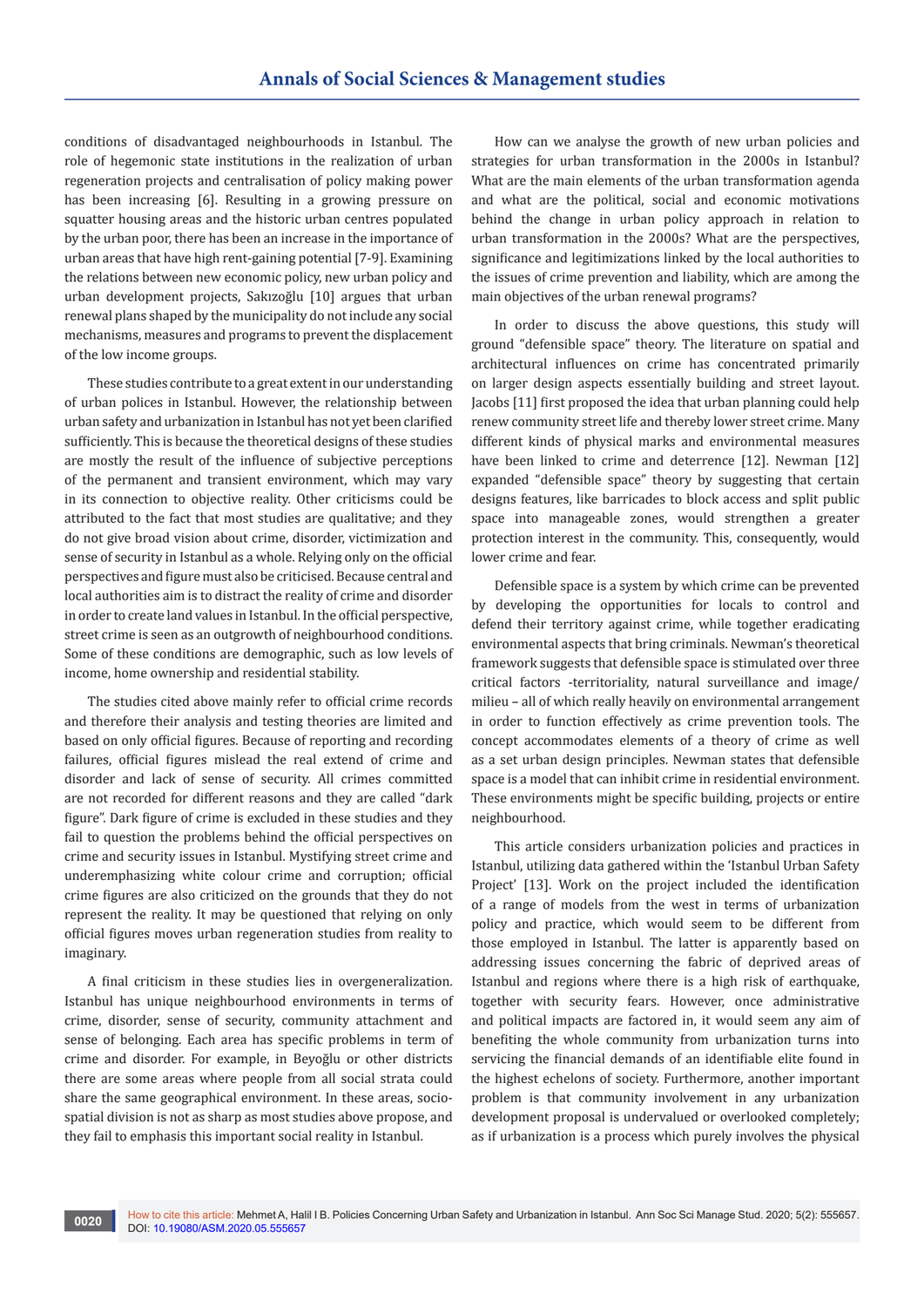conditions of disadvantaged neighbourhoods in Istanbul. The role of hegemonic state institutions in the realization of urban regeneration projects and centralisation of policy making power has been increasing [6]. Resulting in a growing pressure on squatter housing areas and the historic urban centres populated by the urban poor, there has been an increase in the importance of urban areas that have high rent-gaining potential [7-9]. Examining the relations between new economic policy, new urban policy and urban development projects, Sakızoğlu [10] argues that urban renewal plans shaped by the municipality do not include any social mechanisms, measures and programs to prevent the displacement of the low income groups.

These studies contribute to a great extent in our understanding of urban polices in Istanbul. However, the relationship between urban safety and urbanization in Istanbul has not yet been clarified sufficiently. This is because the theoretical designs of these studies are mostly the result of the influence of subjective perceptions of the permanent and transient environment, which may vary in its connection to objective reality. Other criticisms could be attributed to the fact that most studies are qualitative; and they do not give broad vision about crime, disorder, victimization and sense of security in Istanbul as a whole. Relying only on the official perspectives and figure must also be criticised. Because central and local authorities aim is to distract the reality of crime and disorder in order to create land values in Istanbul. In the official perspective, street crime is seen as an outgrowth of neighbourhood conditions. Some of these conditions are demographic, such as low levels of income, home ownership and residential stability.

The studies cited above mainly refer to official crime records and therefore their analysis and testing theories are limited and based on only official figures. Because of reporting and recording failures, official figures mislead the real extend of crime and disorder and lack of sense of security. All crimes committed are not recorded for different reasons and they are called "dark figure". Dark figure of crime is excluded in these studies and they fail to question the problems behind the official perspectives on crime and security issues in Istanbul. Mystifying street crime and underemphasizing white colour crime and corruption; official crime figures are also criticized on the grounds that they do not represent the reality. It may be questioned that relying on only official figures moves urban regeneration studies from reality to imaginary.

A final criticism in these studies lies in overgeneralization. Istanbul has unique neighbourhood environments in terms of crime, disorder, sense of security, community attachment and sense of belonging. Each area has specific problems in term of crime and disorder. For example, in Beyoğlu or other districts there are some areas where people from all social strata could share the same geographical environment. In these areas, socio-spatial division is not as sharp as most studies above propose, and they fail to emphasis this important social reality in Istanbul.

How can we analyse the growth of new urban policies and strategies for urban transformation in the 2000s in Istanbul? What are the main elements of the urban transformation agenda and what are the political, social and economic motivations behind the change in urban policy approach in relation to urban transformation in the 2000s? What are the perspectives, significance and legitimizations linked by the local authorities to the issues of crime prevention and liability, which are among the main objectives of the urban renewal programs?

In order to discuss the above questions, this study will ground "defensible space" theory. The literature on spatial and architectural influences on crime has concentrated primarily on larger design aspects essentially building and street layout. Jacobs [11] first proposed the idea that urban planning could help renew community street life and thereby lower street crime. Many different kinds of physical marks and environmental measures have been linked to crime and deterrence [12]. Newman [12] expanded "defensible space" theory by suggesting that certain designs features, like barricades to block access and split public space into manageable zones, would strengthen a greater protection interest in the community. This, consequently, would lower crime and fear.

Defensible space is a system by which crime can be prevented by developing the opportunities for locals to control and defend their territory against crime, while together eradicating environmental aspects that bring criminals. Newman's theoretical framework suggests that defensible space is stimulated over three critical factors -territoriality, natural surveillance and image/milieu – all of which really heavily on environmental arrangement in order to function effectively as crime prevention tools. The concept accommodates elements of a theory of crime as well as a set urban design principles. Newman states that defensible space is a model that can inhibit crime in residential environment. These environments might be specific building, projects or entire neighbourhood.

This article considers urbanization policies and practices in Istanbul, utilizing data gathered within the 'Istanbul Urban Safety Project' [13]. Work on the project included the identification of a range of models from the west in terms of urbanization policy and practice, which would seem to be different from those employed in Istanbul. The latter is apparently based on addressing issues concerning the fabric of deprived areas of Istanbul and regions where there is a high risk of earthquake, together with security fears. However, once administrative and political impacts are factored in, it would seem any aim of benefiting the whole community from urbanization turns into servicing the financial demands of an identifiable elite found in the highest echelons of society. Furthermore, another important problem is that community involvement in any urbanization development proposal is undervalued or overlooked completely; as if urbanization is a process which purely involves the physical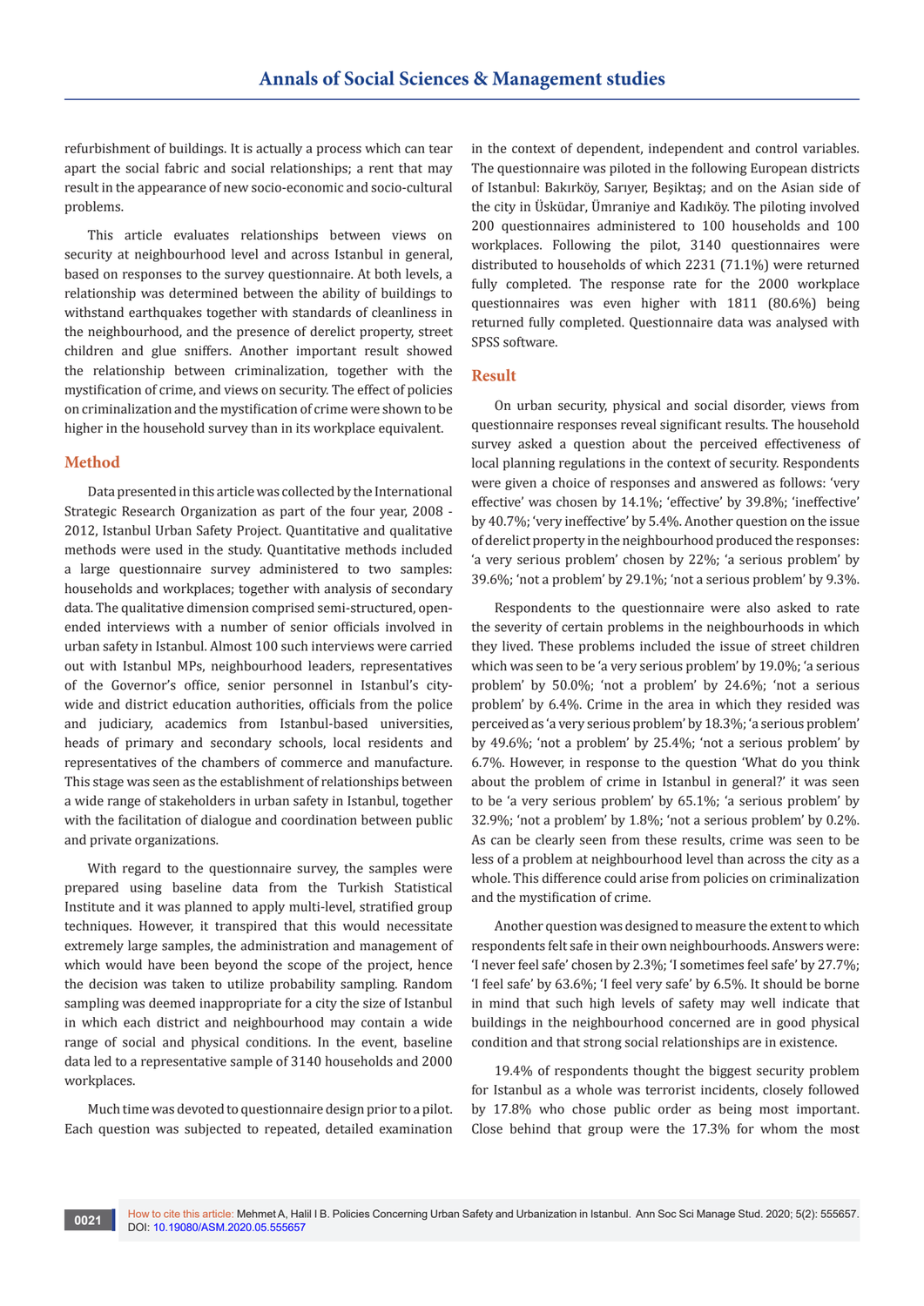refurbishment of buildings. It is actually a process which can tear apart the social fabric and social relationships; a rent that may result in the appearance of new socio-economic and socio-cultural problems.

This article evaluates relationships between views on security at neighbourhood level and across Istanbul in general, based on responses to the survey questionnaire. At both levels, a relationship was determined between the ability of buildings to withstand earthquakes together with standards of cleanliness in the neighbourhood, and the presence of derelict property, street children and glue sniffers. Another important result showed the relationship between criminalization, together with the mystification of crime, and views on security. The effect of policies on criminalization and the mystification of crime were shown to be higher in the household survey than in its workplace equivalent.

## Method

Data presented in this article was collected by the International Strategic Research Organization as part of the four year, 2008 - 2012, Istanbul Urban Safety Project. Quantitative and qualitative methods were used in the study. Quantitative methods included a large questionnaire survey administered to two samples: households and workplaces; together with analysis of secondary data. The qualitative dimension comprised semi-structured, open-ended interviews with a number of senior officials involved in urban safety in Istanbul. Almost 100 such interviews were carried out with Istanbul MPs, neighbourhood leaders, representatives of the Governor's office, senior personnel in Istanbul's city-wide and district education authorities, officials from the police and judiciary, academics from Istanbul-based universities, heads of primary and secondary schools, local residents and representatives of the chambers of commerce and manufacture. This stage was seen as the establishment of relationships between a wide range of stakeholders in urban safety in Istanbul, together with the facilitation of dialogue and coordination between public and private organizations.

With regard to the questionnaire survey, the samples were prepared using baseline data from the Turkish Statistical Institute and it was planned to apply multi-level, stratified group techniques. However, it transpired that this would necessitate extremely large samples, the administration and management of which would have been beyond the scope of the project, hence the decision was taken to utilize probability sampling. Random sampling was deemed inappropriate for a city the size of Istanbul in which each district and neighbourhood may contain a wide range of social and physical conditions. In the event, baseline data led to a representative sample of 3140 households and 2000 workplaces.

Much time was devoted to questionnaire design prior to a pilot. Each question was subjected to repeated, detailed examination in the context of dependent, independent and control variables. The questionnaire was piloted in the following European districts of Istanbul: Bakırköy, Sarıyer, Beşiktaş; and on the Asian side of the city in Üsküdar, Ümraniye and Kadıköy. The piloting involved 200 questionnaires administered to 100 households and 100 workplaces. Following the pilot, 3140 questionnaires were distributed to households of which 2231 (71.1%) were returned fully completed. The response rate for the 2000 workplace questionnaires was even higher with 1811 (80.6%) being returned fully completed. Questionnaire data was analysed with SPSS software.

## Result

On urban security, physical and social disorder, views from questionnaire responses reveal significant results. The household survey asked a question about the perceived effectiveness of local planning regulations in the context of security. Respondents were given a choice of responses and answered as follows: 'very effective' was chosen by 14.1%; 'effective' by 39.8%; 'ineffective' by 40.7%; 'very ineffective' by 5.4%. Another question on the issue of derelict property in the neighbourhood produced the responses: 'a very serious problem' chosen by 22%; 'a serious problem' by 39.6%; 'not a problem' by 29.1%; 'not a serious problem' by 9.3%.

Respondents to the questionnaire were also asked to rate the severity of certain problems in the neighbourhoods in which they lived. These problems included the issue of street children which was seen to be 'a very serious problem' by 19.0%; 'a serious problem' by 50.0%; 'not a problem' by 24.6%; 'not a serious problem' by 6.4%. Crime in the area in which they resided was perceived as 'a very serious problem' by 18.3%; 'a serious problem' by 49.6%; 'not a problem' by 25.4%; 'not a serious problem' by 6.7%. However, in response to the question 'What do you think about the problem of crime in Istanbul in general?' it was seen to be 'a very serious problem' by 65.1%; 'a serious problem' by 32.9%; 'not a problem' by 1.8%; 'not a serious problem' by 0.2%. As can be clearly seen from these results, crime was seen to be less of a problem at neighbourhood level than across the city as a whole. This difference could arise from policies on criminalization and the mystification of crime.

Another question was designed to measure the extent to which respondents felt safe in their own neighbourhoods. Answers were: 'I never feel safe' chosen by 2.3%; 'I sometimes feel safe' by 27.7%; 'I feel safe' by 63.6%; 'I feel very safe' by 6.5%. It should be borne in mind that such high levels of safety may well indicate that buildings in the neighbourhood concerned are in good physical condition and that strong social relationships are in existence.

19.4% of respondents thought the biggest security problem for Istanbul as a whole was terrorist incidents, closely followed by 17.8% who chose public order as being most important. Close behind that group were the 17.3% for whom the most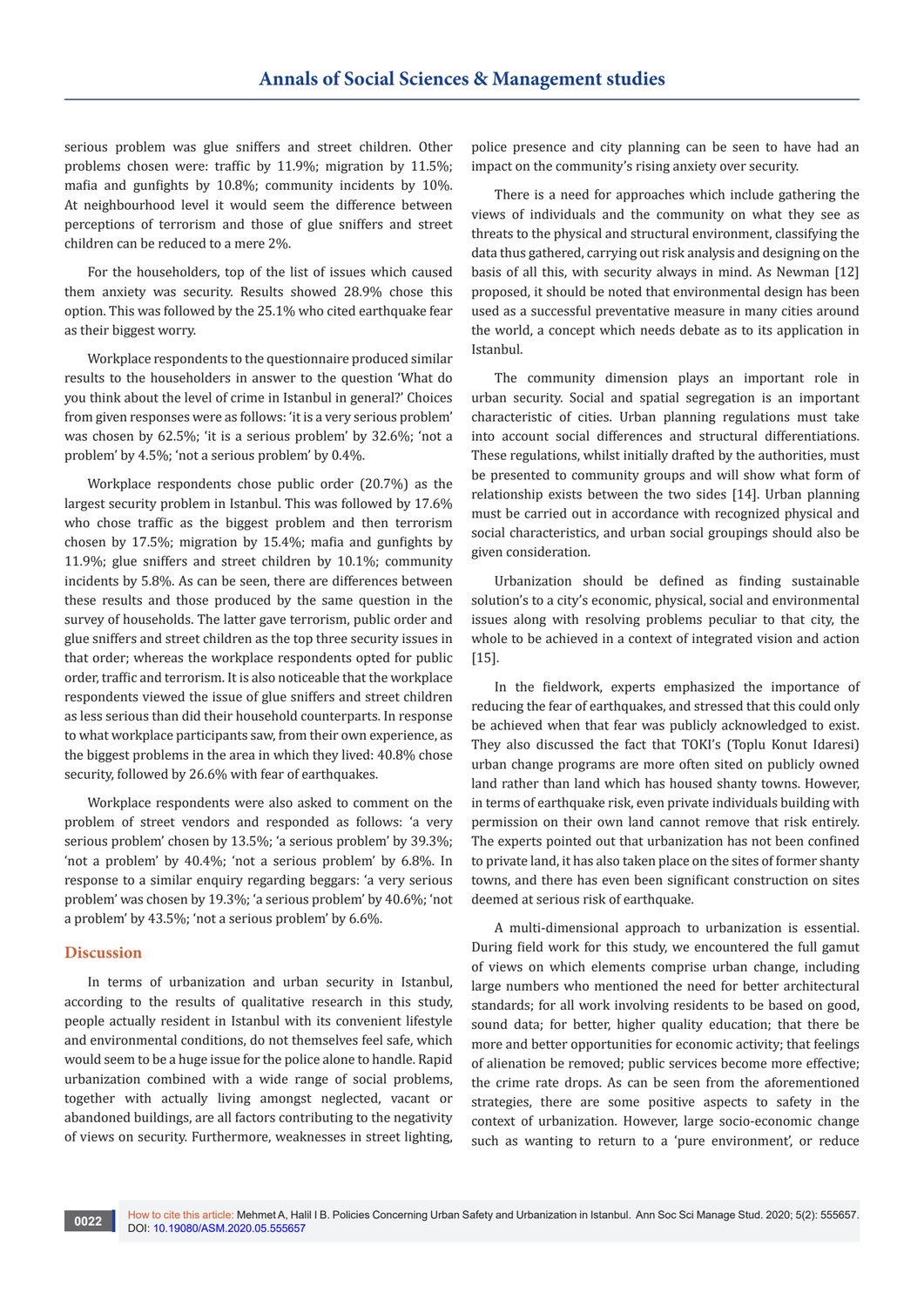serious problem was glue sniffers and street children. Other problems chosen were: traffic by 11.9%; migration by 11.5%; mafia and gunfights by 10.8%; community incidents by 10%. At neighbourhood level it would seem the difference between perceptions of terrorism and those of glue sniffers and street children can be reduced to a mere 2%.

For the householders, top of the list of issues which caused them anxiety was security. Results showed 28.9% chose this option. This was followed by the 25.1% who cited earthquake fear as their biggest worry.

Workplace respondents to the questionnaire produced similar results to the householders in answer to the question 'What do you think about the level of crime in Istanbul in general?' Choices from given responses were as follows: 'it is a very serious problem' was chosen by 62.5%; 'it is a serious problem' by 32.6%; 'not a problem' by 4.5%; 'not a serious problem' by 0.4%.

Workplace respondents chose public order (20.7%) as the largest security problem in Istanbul. This was followed by 17.6% who chose traffic as the biggest problem and then terrorism chosen by 17.5%; migration by 15.4%; mafia and gunfights by 11.9%; glue sniffers and street children by 10.1%; community incidents by 5.8%. As can be seen, there are differences between these results and those produced by the same question in the survey of households. The latter gave terrorism, public order and glue sniffers and street children as the top three security issues in that order; whereas the workplace respondents opted for public order, traffic and terrorism. It is also noticeable that the workplace respondents viewed the issue of glue sniffers and street children as less serious than did their household counterparts. In response to what workplace participants saw, from their own experience, as the biggest problems in the area in which they lived: 40.8% chose security, followed by 26.6% with fear of earthquakes.

Workplace respondents were also asked to comment on the problem of street vendors and responded as follows: 'a very serious problem' chosen by 13.5%; 'a serious problem' by 39.3%; 'not a problem' by 40.4%; 'not a serious problem' by 6.8%. In response to a similar enquiry regarding beggars: 'a very serious problem' was chosen by 19.3%; 'a serious problem' by 40.6%; 'not a problem' by 43.5%; 'not a serious problem' by 6.6%.

## Discussion

In terms of urbanization and urban security in Istanbul, according to the results of qualitative research in this study, people actually resident in Istanbul with its convenient lifestyle and environmental conditions, do not themselves feel safe, which would seem to be a huge issue for the police alone to handle. Rapid urbanization combined with a wide range of social problems, together with actually living amongst neglected, vacant or abandoned buildings, are all factors contributing to the negativity of views on security. Furthermore, weaknesses in street lighting, police presence and city planning can be seen to have had an impact on the community's rising anxiety over security.

There is a need for approaches which include gathering the views of individuals and the community on what they see as threats to the physical and structural environment, classifying the data thus gathered, carrying out risk analysis and designing on the basis of all this, with security always in mind. As Newman [12] proposed, it should be noted that environmental design has been used as a successful preventative measure in many cities around the world, a concept which needs debate as to its application in Istanbul.

The community dimension plays an important role in urban security. Social and spatial segregation is an important characteristic of cities. Urban planning regulations must take into account social differences and structural differentiations. These regulations, whilst initially drafted by the authorities, must be presented to community groups and will show what form of relationship exists between the two sides [14]. Urban planning must be carried out in accordance with recognized physical and social characteristics, and urban social groupings should also be given consideration.

Urbanization should be defined as finding sustainable solution's to a city's economic, physical, social and environmental issues along with resolving problems peculiar to that city, the whole to be achieved in a context of integrated vision and action [15].

In the fieldwork, experts emphasized the importance of reducing the fear of earthquakes, and stressed that this could only be achieved when that fear was publicly acknowledged to exist. They also discussed the fact that TOKI's (Toplu Konut Idaresi) urban change programs are more often sited on publicly owned land rather than land which has housed shanty towns. However, in terms of earthquake risk, even private individuals building with permission on their own land cannot remove that risk entirely. The experts pointed out that urbanization has not been confined to private land, it has also taken place on the sites of former shanty towns, and there has even been significant construction on sites deemed at serious risk of earthquake.

A multi-dimensional approach to urbanization is essential. During field work for this study, we encountered the full gamut of views on which elements comprise urban change, including large numbers who mentioned the need for better architectural standards; for all work involving residents to be based on good, sound data; for better, higher quality education; that there be more and better opportunities for economic activity; that feelings of alienation be removed; public services become more effective; the crime rate drops. As can be seen from the aforementioned strategies, there are some positive aspects to safety in the context of urbanization. However, large socio-economic change such as wanting to return to a 'pure environment', or reduce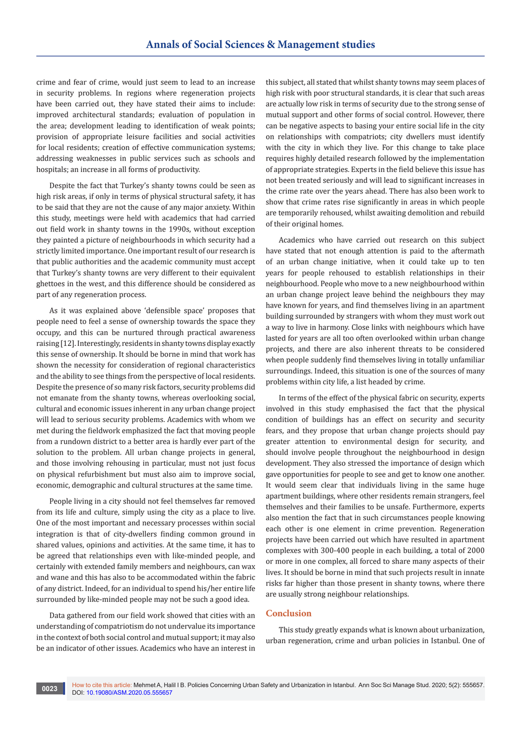crime and fear of crime, would just seem to lead to an increase in security problems. In regions where regeneration projects have been carried out, they have stated their aims to include: improved architectural standards; evaluation of population in the area; development leading to identification of weak points; provision of appropriate leisure facilities and social activities for local residents; creation of effective communication systems; addressing weaknesses in public services such as schools and hospitals; an increase in all forms of productivity.

Despite the fact that Turkey's shanty towns could be seen as high risk areas, if only in terms of physical structural safety, it has to be said that they are not the cause of any major anxiety. Within this study, meetings were held with academics that had carried out field work in shanty towns in the 1990s, without exception they painted a picture of neighbourhoods in which security had a strictly limited importance. One important result of our research is that public authorities and the academic community must accept that Turkey's shanty towns are very different to their equivalent ghettoes in the west, and this difference should be considered as part of any regeneration process.

As it was explained above 'defensible space' proposes that people need to feel a sense of ownership towards the space they occupy, and this can be nurtured through practical awareness raising [12]. Interestingly, residents in shanty towns display exactly this sense of ownership. It should be borne in mind that work has shown the necessity for consideration of regional characteristics and the ability to see things from the perspective of local residents. Despite the presence of so many risk factors, security problems did not emanate from the shanty towns, whereas overlooking social, cultural and economic issues inherent in any urban change project will lead to serious security problems. Academics with whom we met during the fieldwork emphasized the fact that moving people from a rundown district to a better area is hardly ever part of the solution to the problem. All urban change projects in general, and those involving rehousing in particular, must not just focus on physical refurbishment but must also aim to improve social, economic, demographic and cultural structures at the same time.

People living in a city should not feel themselves far removed from its life and culture, simply using the city as a place to live. One of the most important and necessary processes within social integration is that of city-dwellers finding common ground in shared values, opinions and activities. At the same time, it has to be agreed that relationships even with like-minded people, and certainly with extended family members and neighbours, can wax and wane and this has also to be accommodated within the fabric of any district. Indeed, for an individual to spend his/her entire life surrounded by like-minded people may not be such a good idea.

Data gathered from our field work showed that cities with an understanding of compatriotism do not undervalue its importance in the context of both social control and mutual support; it may also be an indicator of other issues. Academics who have an interest in this subject, all stated that whilst shanty towns may seem places of high risk with poor structural standards, it is clear that such areas are actually low risk in terms of security due to the strong sense of mutual support and other forms of social control. However, there can be negative aspects to basing your entire social life in the city on relationships with compatriots; city dwellers must identify with the city in which they live. For this change to take place requires highly detailed research followed by the implementation of appropriate strategies. Experts in the field believe this issue has not been treated seriously and will lead to significant increases in the crime rate over the years ahead. There has also been work to show that crime rates rise significantly in areas in which people are temporarily rehoused, whilst awaiting demolition and rebuild of their original homes.

Academics who have carried out research on this subject have stated that not enough attention is paid to the aftermath of an urban change initiative, when it could take up to ten years for people rehoused to establish relationships in their neighbourhood. People who move to a new neighbourhood within an urban change project leave behind the neighbours they may have known for years, and find themselves living in an apartment building surrounded by strangers with whom they must work out a way to live in harmony. Close links with neighbours which have lasted for years are all too often overlooked within urban change projects, and there are also inherent threats to be considered when people suddenly find themselves living in totally unfamiliar surroundings. Indeed, this situation is one of the sources of many problems within city life, a list headed by crime.

In terms of the effect of the physical fabric on security, experts involved in this study emphasised the fact that the physical condition of buildings has an effect on security and security fears, and they propose that urban change projects should pay greater attention to environmental design for security, and should involve people throughout the neighbourhood in design development. They also stressed the importance of design which gave opportunities for people to see and get to know one another. It would seem clear that individuals living in the same huge apartment buildings, where other residents remain strangers, feel themselves and their families to be unsafe. Furthermore, experts also mention the fact that in such circumstances people knowing each other is one element in crime prevention. Regeneration projects have been carried out which have resulted in apartment complexes with 300-400 people in each building, a total of 2000 or more in one complex, all forced to share many aspects of their lives. It should be borne in mind that such projects result in innate risks far higher than those present in shanty towns, where there are usually strong neighbour relationships.

## Conclusion

This study greatly expands what is known about urbanization, urban regeneration, crime and urban policies in Istanbul. One of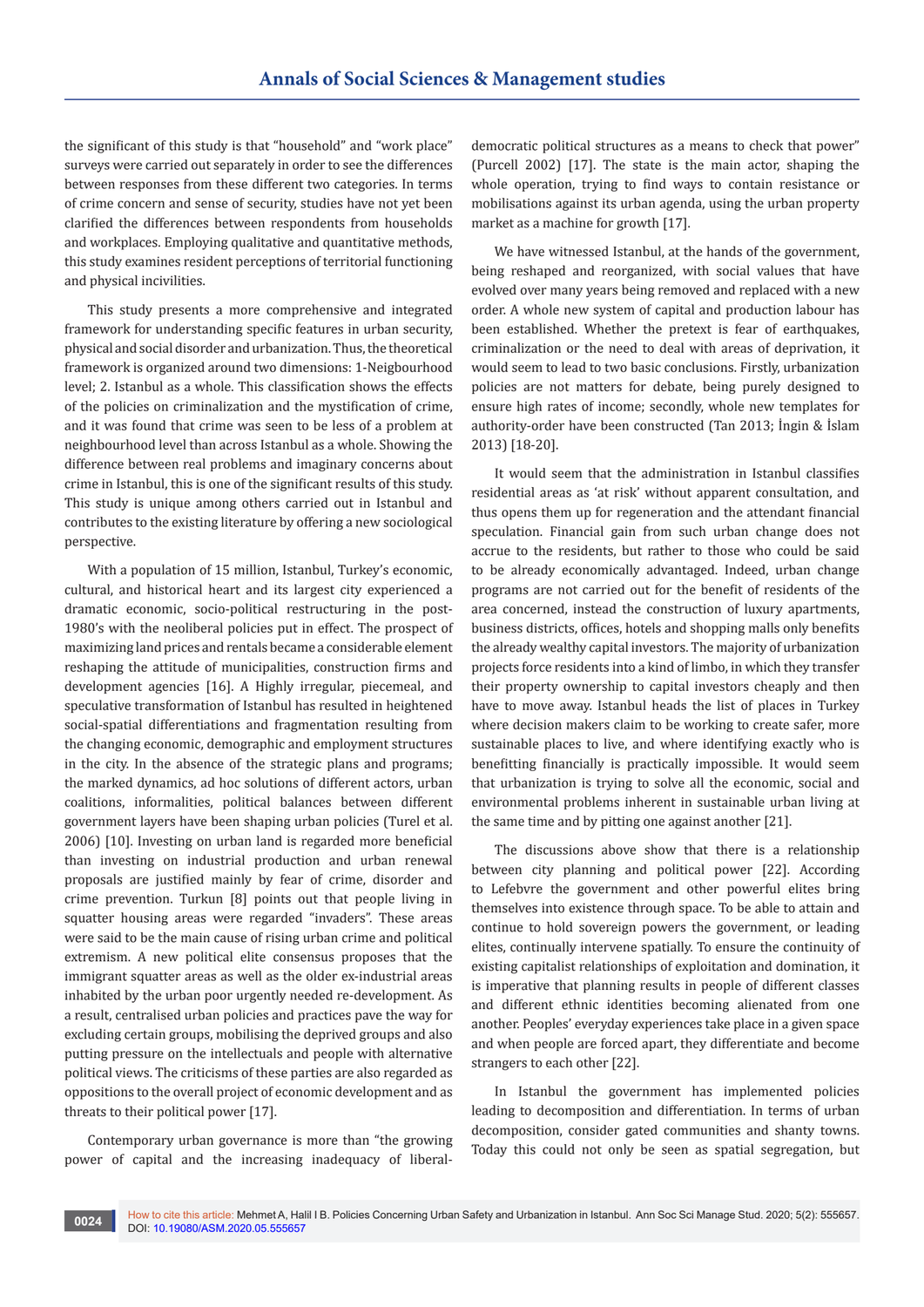the significant of this study is that "household" and "work place" surveys were carried out separately in order to see the differences between responses from these different two categories. In terms of crime concern and sense of security, studies have not yet been clarified the differences between respondents from households and workplaces. Employing qualitative and quantitative methods, this study examines resident perceptions of territorial functioning and physical incivilities.

This study presents a more comprehensive and integrated framework for understanding specific features in urban security, physical and social disorder and urbanization. Thus, the theoretical framework is organized around two dimensions: 1-Neigbourhood level; 2. Istanbul as a whole. This classification shows the effects of the policies on criminalization and the mystification of crime, and it was found that crime was seen to be less of a problem at neighbourhood level than across Istanbul as a whole. Showing the difference between real problems and imaginary concerns about crime in Istanbul, this is one of the significant results of this study. This study is unique among others carried out in Istanbul and contributes to the existing literature by offering a new sociological perspective.

With a population of 15 million, Istanbul, Turkey's economic, cultural, and historical heart and its largest city experienced a dramatic economic, socio-political restructuring in the post-1980's with the neoliberal policies put in effect. The prospect of maximizing land prices and rentals became a considerable element reshaping the attitude of municipalities, construction firms and development agencies [16]. A Highly irregular, piecemeal, and speculative transformation of Istanbul has resulted in heightened social-spatial differentiations and fragmentation resulting from the changing economic, demographic and employment structures in the city. In the absence of the strategic plans and programs; the marked dynamics, ad hoc solutions of different actors, urban coalitions, informalities, political balances between different government layers have been shaping urban policies (Turel et al. 2006) [10]. Investing on urban land is regarded more beneficial than investing on industrial production and urban renewal proposals are justified mainly by fear of crime, disorder and crime prevention. Turkun [8] points out that people living in squatter housing areas were regarded "invaders". These areas were said to be the main cause of rising urban crime and political extremism. A new political elite consensus proposes that the immigrant squatter areas as well as the older ex-industrial areas inhabited by the urban poor urgently needed re-development. As a result, centralised urban policies and practices pave the way for excluding certain groups, mobilising the deprived groups and also putting pressure on the intellectuals and people with alternative political views. The criticisms of these parties are also regarded as oppositions to the overall project of economic development and as threats to their political power [17].

Contemporary urban governance is more than "the growing power of capital and the increasing inadequacy of liberal-democratic political structures as a means to check that power" (Purcell 2002) [17]. The state is the main actor, shaping the whole operation, trying to find ways to contain resistance or mobilisations against its urban agenda, using the urban property market as a machine for growth [17].

We have witnessed Istanbul, at the hands of the government, being reshaped and reorganized, with social values that have evolved over many years being removed and replaced with a new order. A whole new system of capital and production labour has been established. Whether the pretext is fear of earthquakes, criminalization or the need to deal with areas of deprivation, it would seem to lead to two basic conclusions. Firstly, urbanization policies are not matters for debate, being purely designed to ensure high rates of income; secondly, whole new templates for authority-order have been constructed (Tan 2013; İngin & İslam 2013) [18-20].

It would seem that the administration in Istanbul classifies residential areas as 'at risk' without apparent consultation, and thus opens them up for regeneration and the attendant financial speculation. Financial gain from such urban change does not accrue to the residents, but rather to those who could be said to be already economically advantaged. Indeed, urban change programs are not carried out for the benefit of residents of the area concerned, instead the construction of luxury apartments, business districts, offices, hotels and shopping malls only benefits the already wealthy capital investors. The majority of urbanization projects force residents into a kind of limbo, in which they transfer their property ownership to capital investors cheaply and then have to move away. Istanbul heads the list of places in Turkey where decision makers claim to be working to create safer, more sustainable places to live, and where identifying exactly who is benefitting financially is practically impossible. It would seem that urbanization is trying to solve all the economic, social and environmental problems inherent in sustainable urban living at the same time and by pitting one against another [21].

The discussions above show that there is a relationship between city planning and political power [22]. According to Lefebvre the government and other powerful elites bring themselves into existence through space. To be able to attain and continue to hold sovereign powers the government, or leading elites, continually intervene spatially. To ensure the continuity of existing capitalist relationships of exploitation and domination, it is imperative that planning results in people of different classes and different ethnic identities becoming alienated from one another. Peoples' everyday experiences take place in a given space and when people are forced apart, they differentiate and become strangers to each other [22].

In Istanbul the government has implemented policies leading to decomposition and differentiation. In terms of urban decomposition, consider gated communities and shanty towns. Today this could not only be seen as spatial segregation, but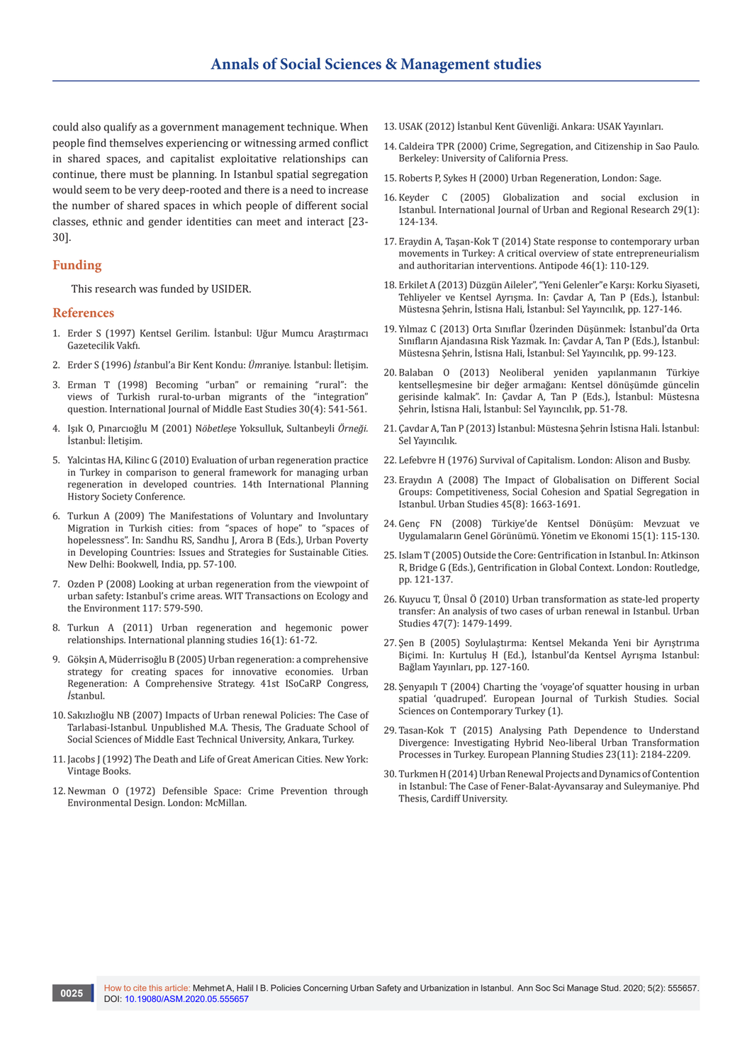could also qualify as a government management technique. When people find themselves experiencing or witnessing armed conflict in shared spaces, and capitalist exploitative relationships can continue, there must be planning. In Istanbul spatial segregation would seem to be very deep-rooted and there is a need to increase the number of shared spaces in which people of different social classes, ethnic and gender identities can meet and interact [23-30].

## Funding

This research was funded by USIDER.

## References

1. Erder S (1997) Kentsel Gerilim. İstanbul: Uğur Mumcu Araştırmacı Gazetecilik Vakfı.
2. Erder S (1996) *İst*anbul'a Bir Kent Kondu: *Üm*raniye. İstanbul: İletişim.
3. Erman T (1998) Becoming "urban" or remaining "rural": the views of Turkish rural-to-urban migrants of the "integration" question. International Journal of Middle East Studies 30(4): 541-561.
4. Işık O, Pınarcıoğlu M (2001) N*öbetleşe* Yoksulluk, Sultanbeyli *Örneği*. İstanbul: İletişim.
5. Yalcintas HA, Kilinc G (2010) Evaluation of urban regeneration practice in Turkey in comparison to general framework for managing urban regeneration in developed countries. 14th International Planning History Society Conference.
6. Turkun A (2009) The Manifestations of Voluntary and Involuntary Migration in Turkish cities: from "spaces of hope" to "spaces of hopelessness". In: Sandhu RS, Sandhu J, Arora B (Eds.), Urban Poverty in Developing Countries: Issues and Strategies for Sustainable Cities. New Delhi: Bookwell, India, pp. 57-100.
7. Ozden P (2008) Looking at urban regeneration from the viewpoint of urban safety: Istanbul's crime areas. WIT Transactions on Ecology and the Environment 117: 579-590.
8. Turkun A (2011) Urban regeneration and hegemonic power relationships. International planning studies 16(1): 61-72.
9. Gökşin A, Müderrisoğlu B (2005) Urban regeneration: a comprehensive strategy for creating spaces for innovative economies. Urban Regeneration: A Comprehensive Strategy. 41st ISoCaRP Congress, *İ*stanbul.
10. Sakızlıoğlu NB (2007) Impacts of Urban renewal Policies: The Case of Tarlabasi-Istanbul. Unpublished M.A. Thesis, The Graduate School of Social Sciences of Middle East Technical University, Ankara, Turkey.
11. Jacobs J (1992) The Death and Life of Great American Cities. New York: Vintage Books.
12. Newman O (1972) Defensible Space: Crime Prevention through Environmental Design. London: McMillan.
13. USAK (2012) İstanbul Kent Güvenliği. Ankara: USAK Yayınları.
14. Caldeira TPR (2000) Crime, Segregation, and Citizenship in Sao Paulo. Berkeley: University of California Press.
15. Roberts P, Sykes H (2000) Urban Regeneration, London: Sage.
16. Keyder C (2005) Globalization and social exclusion in Istanbul. International Journal of Urban and Regional Research 29(1): 124-134.
17. Eraydin A, Taşan-Kok T (2014) State response to contemporary urban movements in Turkey: A critical overview of state entrepreneurialism and authoritarian interventions. Antipode 46(1): 110-129.
18. Erkilet A (2013) Düzgün Aileler", "Yeni Gelenler"e Karşı: Korku Siyaseti, Tehliyeler ve Kentsel Ayrışma. In: Çavdar A, Tan P (Eds.), İstanbul: Müstesna Şehrin, İstisna Hali, İstanbul: Sel Yayıncılık, pp. 127-146.
19. Yılmaz C (2013) Orta Sınıflar Üzerinden Düşünmek: İstanbul'da Orta Sınıfların Ajandasına Risk Yazmak. In: Çavdar A, Tan P (Eds.), İstanbul: Müstesna Şehrin, İstisna Hali, İstanbul: Sel Yayıncılık, pp. 99-123.
20. Balaban O (2013) Neoliberal yeniden yapılanmanın Türkiye kentselleşmesine bir değer armağanı: Kentsel dönüşümde güncelin gerisinde kalmak". In: Çavdar A, Tan P (Eds.), İstanbul: Müstesna Şehrin, İstisna Hali, İstanbul: Sel Yayıncılık, pp. 51-78.
21. Çavdar A, Tan P (2013) İstanbul: Müstesna Şehrin İstisna Hali. İstanbul: Sel Yayıncılık.
22. Lefebvre H (1976) Survival of Capitalism. London: Alison and Busby.
23. Eraydın A (2008) The Impact of Globalisation on Different Social Groups: Competitiveness, Social Cohesion and Spatial Segregation in Istanbul. Urban Studies 45(8): 1663-1691.
24. Genç FN (2008) Türkiye'de Kentsel Dönüşüm: Mevzuat ve Uygulamaların Genel Görünümü. Yönetim ve Ekonomi 15(1): 115-130.
25. Islam T (2005) Outside the Core: Gentrification in Istanbul. In: Atkinson R, Bridge G (Eds.), Gentrification in Global Context. London: Routledge, pp. 121-137.
26. Kuyucu T, Ünsal Ö (2010) Urban transformation as state-led property transfer: An analysis of two cases of urban renewal in Istanbul. Urban Studies 47(7): 1479-1499.
27. Şen B (2005) Soylulaştırma: Kentsel Mekanda Yeni bir Ayrıştırma Biçimi. In: Kurtuluş H (Ed.), İstanbul'da Kentsel Ayrışma İstanbul: Bağlam Yayınları, pp. 127-160.
28. Şenyapılı T (2004) Charting the 'voyage'of squatter housing in urban spatial 'quadruped'. European Journal of Turkish Studies. Social Sciences on Contemporary Turkey (1).
29. Tasan-Kok T (2015) Analysing Path Dependence to Understand Divergence: Investigating Hybrid Neo-liberal Urban Transformation Processes in Turkey. European Planning Studies 23(11): 2184-2209.
30. Turkmen H (2014) Urban Renewal Projects and Dynamics of Contention in Istanbul: The Case of Fener-Balat-Ayvansaray and Suleymaniye. Phd Thesis, Cardiff University.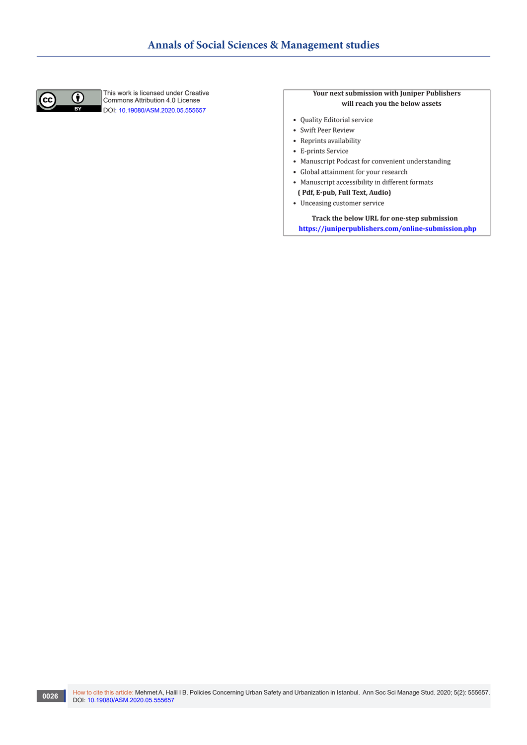This work is licensed under Creative Commons Attribution 4.0 License
DOI: 10.19080/ASM.2020.05.555657

**Your next submission with Juniper Publishers will reach you the below assets**

- Quality Editorial service
- Swift Peer Review
- Reprints availability
- E-prints Service
- Manuscript Podcast for convenient understanding
- Global attainment for your research
- Manuscript accessibility in different formats
  **( Pdf, E-pub, Full Text, Audio)**
- Unceasing customer service

**Track the below URL for one-step submission**
**https://juniperpublishers.com/online-submission.php**

How to cite this article: Mehmet A, Halil I B. Policies Concerning Urban Safety and Urbanization in Istanbul. Ann Soc Sci Manage Stud. 2020; 5(2): 555657. DOI: 10.19080/ASM.2020.05.555657